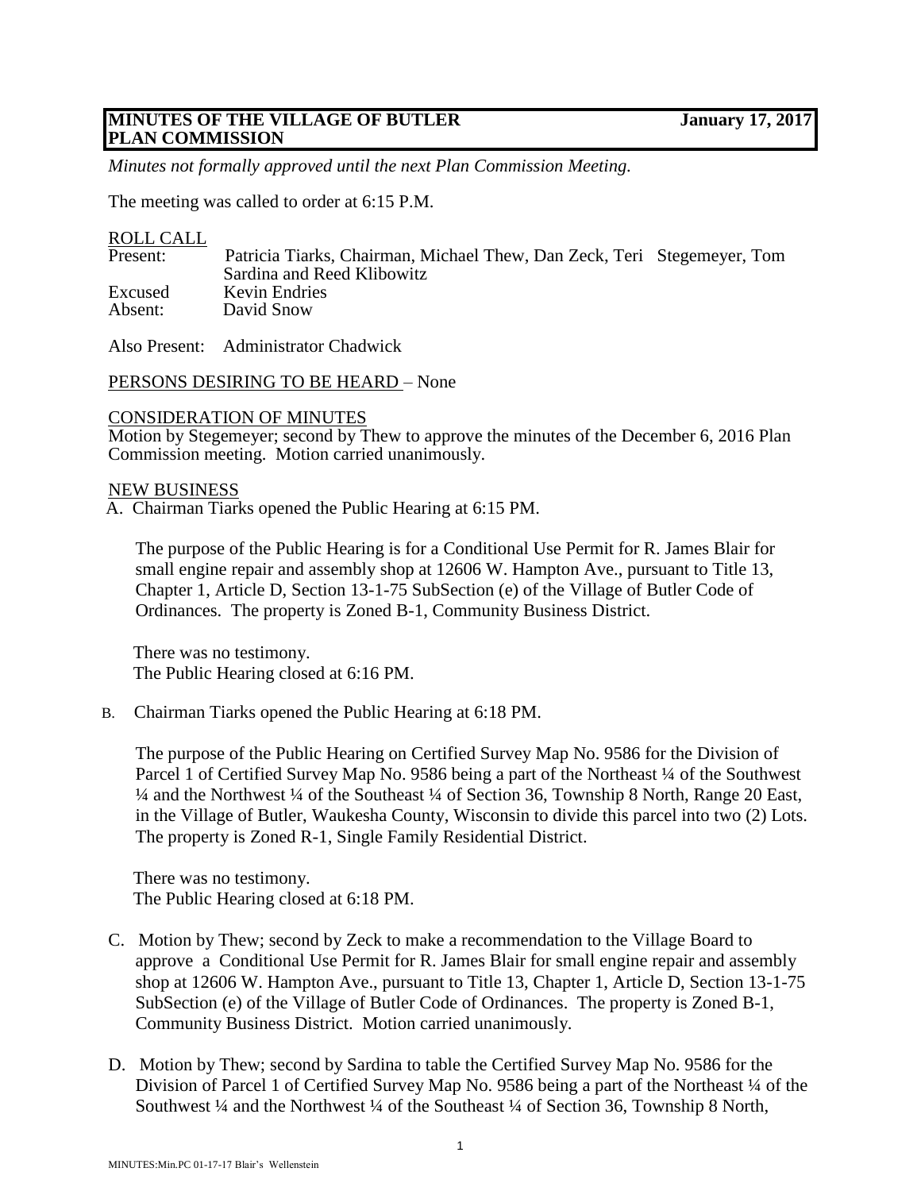# MINUTES OF THE VILLAGE OF BUTLER PLAN COMMISSION — January 17, 2017

*Minutes not formally approved until the next Plan Commission Meeting.*

The meeting was called to order at 6:15 P.M.

ROLL CALL

Present: Patricia Tiarks, Chairman, Michael Thew, Dan Zeck, Teri Stegemeyer, Tom Sardina and Reed Klibowitz

Excused Kevin Endries

Absent: David Snow

Also Present: Administrator Chadwick

PERSONS DESIRING TO BE HEARD – None

CONSIDERATION OF MINUTES

Motion by Stegemeyer; second by Thew to approve the minutes of the December 6, 2016 Plan Commission meeting. Motion carried unanimously.

NEW BUSINESS

A. Chairman Tiarks opened the Public Hearing at 6:15 PM.

The purpose of the Public Hearing is for a Conditional Use Permit for R. James Blair for small engine repair and assembly shop at 12606 W. Hampton Ave., pursuant to Title 13, Chapter 1, Article D, Section 13-1-75 SubSection (e) of the Village of Butler Code of Ordinances. The property is Zoned B-1, Community Business District.

There was no testimony.
The Public Hearing closed at 6:16 PM.

B. Chairman Tiarks opened the Public Hearing at 6:18 PM.

The purpose of the Public Hearing on Certified Survey Map No. 9586 for the Division of Parcel 1 of Certified Survey Map No. 9586 being a part of the Northeast ¼ of the Southwest ¼ and the Northwest ¼ of the Southeast ¼ of Section 36, Township 8 North, Range 20 East, in the Village of Butler, Waukesha County, Wisconsin to divide this parcel into two (2) Lots. The property is Zoned R-1, Single Family Residential District.

There was no testimony.
The Public Hearing closed at 6:18 PM.

C. Motion by Thew; second by Zeck to make a recommendation to the Village Board to approve a Conditional Use Permit for R. James Blair for small engine repair and assembly shop at 12606 W. Hampton Ave., pursuant to Title 13, Chapter 1, Article D, Section 13-1-75 SubSection (e) of the Village of Butler Code of Ordinances. The property is Zoned B-1, Community Business District. Motion carried unanimously.

D. Motion by Thew; second by Sardina to table the Certified Survey Map No. 9586 for the Division of Parcel 1 of Certified Survey Map No. 9586 being a part of the Northeast ¼ of the Southwest ¼ and the Northwest ¼ of the Southeast ¼ of Section 36, Township 8 North,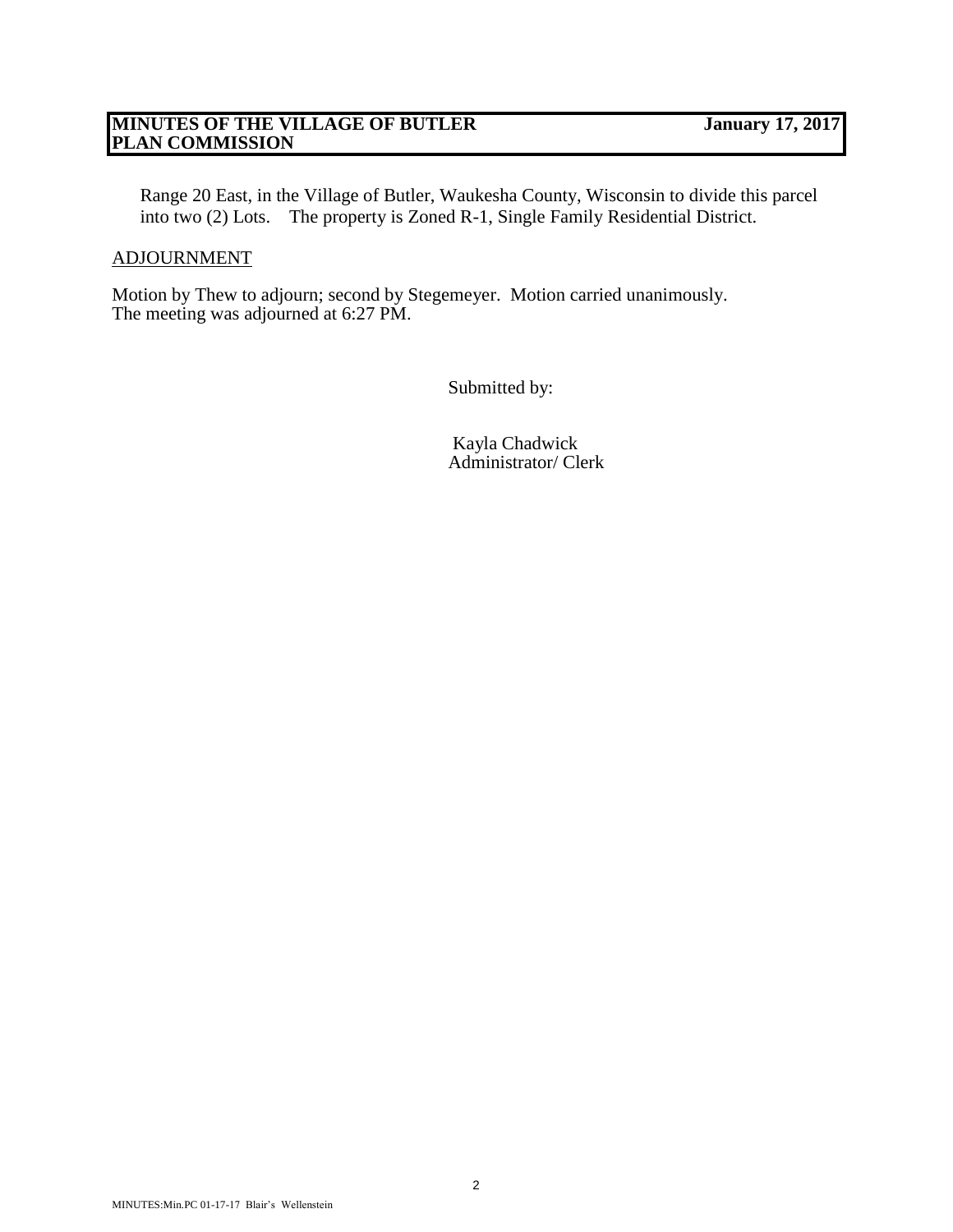Range 20 East, in the Village of Butler, Waukesha County, Wisconsin to divide this parcel into two (2) Lots. The property is Zoned R-1, Single Family Residential District.

ADJOURNMENT

Motion by Thew to adjourn; second by Stegemeyer. Motion carried unanimously.
The meeting was adjourned at 6:27 PM.

Submitted by:

Kayla Chadwick
Administrator/ Clerk